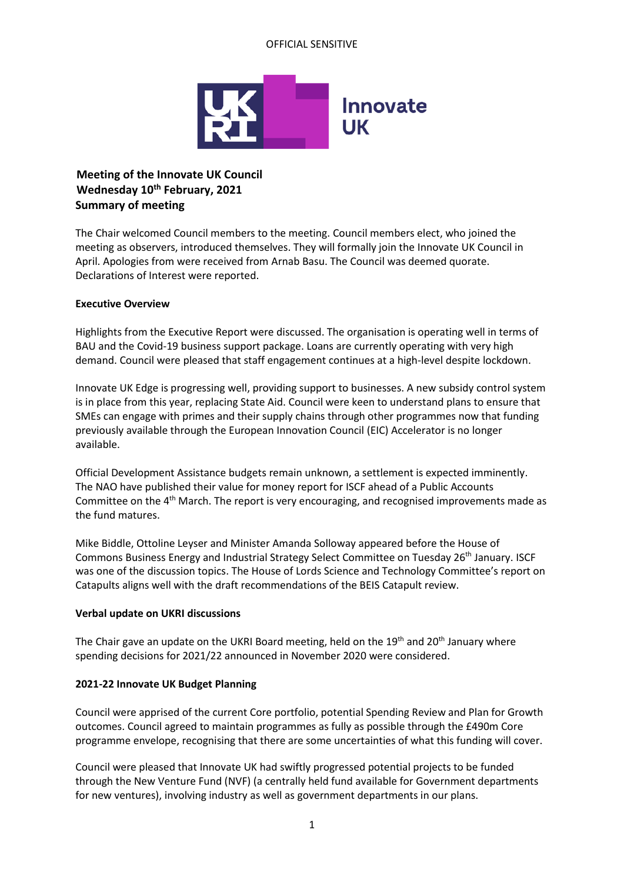OFFICIAL SENSITIVE

Innovate UK

**Meeting of the Innovate UK Council**
**Wednesday 10th February, 2021**
**Summary of meeting**

The Chair welcomed Council members to the meeting. Council members elect, who joined the meeting as observers, introduced themselves. They will formally join the Innovate UK Council in April. Apologies from were received from Arnab Basu. The Council was deemed quorate. Declarations of Interest were reported.

**Executive Overview**

Highlights from the Executive Report were discussed. The organisation is operating well in terms of BAU and the Covid-19 business support package. Loans are currently operating with very high demand. Council were pleased that staff engagement continues at a high-level despite lockdown.

Innovate UK Edge is progressing well, providing support to businesses. A new subsidy control system is in place from this year, replacing State Aid. Council were keen to understand plans to ensure that SMEs can engage with primes and their supply chains through other programmes now that funding previously available through the European Innovation Council (EIC) Accelerator is no longer available.

Official Development Assistance budgets remain unknown, a settlement is expected imminently. The NAO have published their value for money report for ISCF ahead of a Public Accounts Committee on the 4th March. The report is very encouraging, and recognised improvements made as the fund matures.

Mike Biddle, Ottoline Leyser and Minister Amanda Solloway appeared before the House of Commons Business Energy and Industrial Strategy Select Committee on Tuesday 26th January. ISCF was one of the discussion topics. The House of Lords Science and Technology Committee's report on Catapults aligns well with the draft recommendations of the BEIS Catapult review.

**Verbal update on UKRI discussions**

The Chair gave an update on the UKRI Board meeting, held on the 19th and 20th January where spending decisions for 2021/22 announced in November 2020 were considered.

**2021-22 Innovate UK Budget Planning**

Council were apprised of the current Core portfolio, potential Spending Review and Plan for Growth outcomes. Council agreed to maintain programmes as fully as possible through the £490m Core programme envelope, recognising that there are some uncertainties of what this funding will cover.

Council were pleased that Innovate UK had swiftly progressed potential projects to be funded through the New Venture Fund (NVF) (a centrally held fund available for Government departments for new ventures), involving industry as well as government departments in our plans.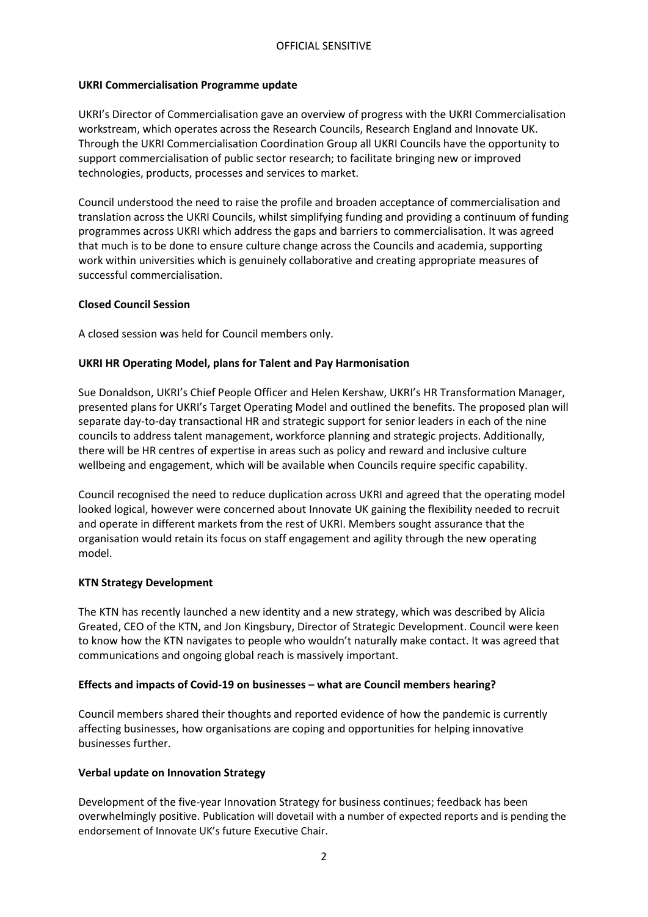**UKRI Commercialisation Programme update**

UKRI's Director of Commercialisation gave an overview of progress with the UKRI Commercialisation workstream, which operates across the Research Councils, Research England and Innovate UK. Through the UKRI Commercialisation Coordination Group all UKRI Councils have the opportunity to support commercialisation of public sector research; to facilitate bringing new or improved technologies, products, processes and services to market.

Council understood the need to raise the profile and broaden acceptance of commercialisation and translation across the UKRI Councils, whilst simplifying funding and providing a continuum of funding programmes across UKRI which address the gaps and barriers to commercialisation. It was agreed that much is to be done to ensure culture change across the Councils and academia, supporting work within universities which is genuinely collaborative and creating appropriate measures of successful commercialisation.

**Closed Council Session**

A closed session was held for Council members only.

**UKRI HR Operating Model, plans for Talent and Pay Harmonisation**

Sue Donaldson, UKRI's Chief People Officer and Helen Kershaw, UKRI's HR Transformation Manager, presented plans for UKRI's Target Operating Model and outlined the benefits. The proposed plan will separate day-to-day transactional HR and strategic support for senior leaders in each of the nine councils to address talent management, workforce planning and strategic projects. Additionally, there will be HR centres of expertise in areas such as policy and reward and inclusive culture wellbeing and engagement, which will be available when Councils require specific capability.

Council recognised the need to reduce duplication across UKRI and agreed that the operating model looked logical, however were concerned about Innovate UK gaining the flexibility needed to recruit and operate in different markets from the rest of UKRI. Members sought assurance that the organisation would retain its focus on staff engagement and agility through the new operating model.

**KTN Strategy Development**

The KTN has recently launched a new identity and a new strategy, which was described by Alicia Greated, CEO of the KTN, and Jon Kingsbury, Director of Strategic Development. Council were keen to know how the KTN navigates to people who wouldn't naturally make contact. It was agreed that communications and ongoing global reach is massively important.

**Effects and impacts of Covid-19 on businesses – what are Council members hearing?**

Council members shared their thoughts and reported evidence of how the pandemic is currently affecting businesses, how organisations are coping and opportunities for helping innovative businesses further.

**Verbal update on Innovation Strategy**

Development of the five-year Innovation Strategy for business continues; feedback has been overwhelmingly positive. Publication will dovetail with a number of expected reports and is pending the endorsement of Innovate UK's future Executive Chair.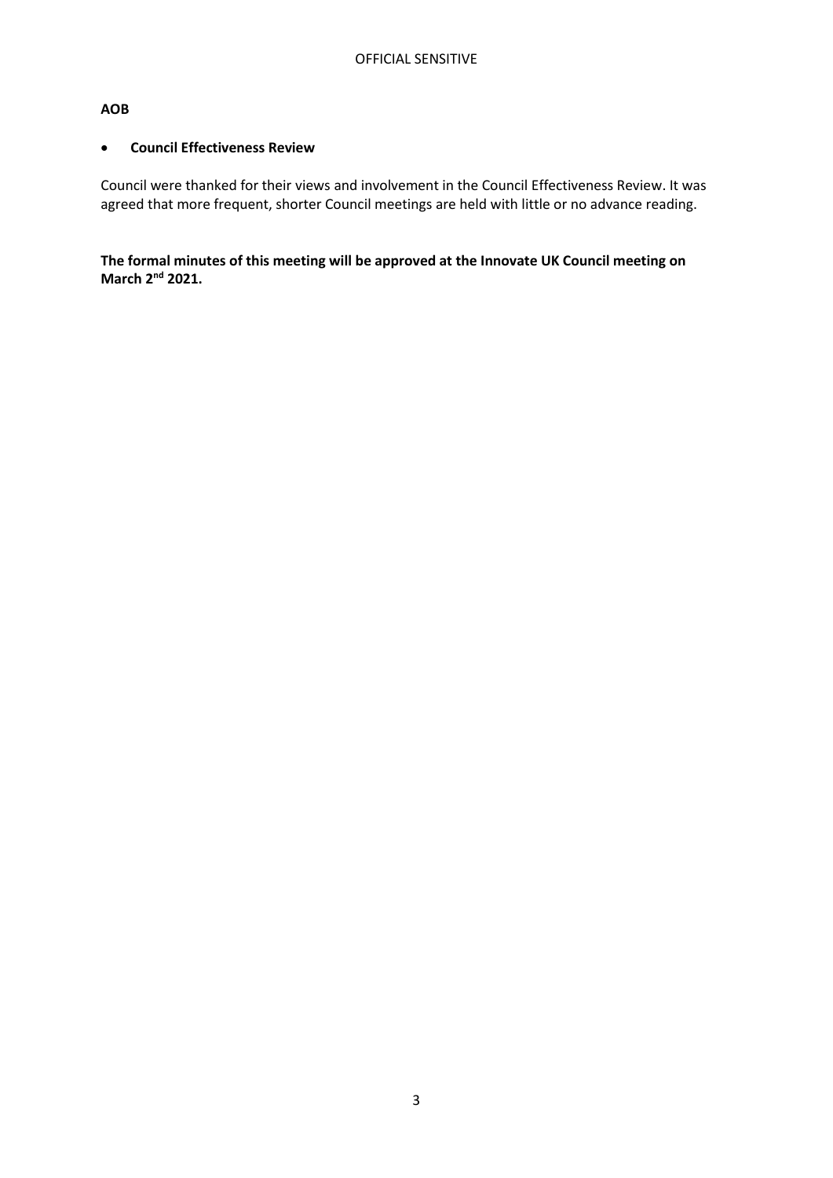**AOB**

- **Council Effectiveness Review**

Council were thanked for their views and involvement in the Council Effectiveness Review. It was agreed that more frequent, shorter Council meetings are held with little or no advance reading.

**The formal minutes of this meeting will be approved at the Innovate UK Council meeting on March 2nd 2021.**